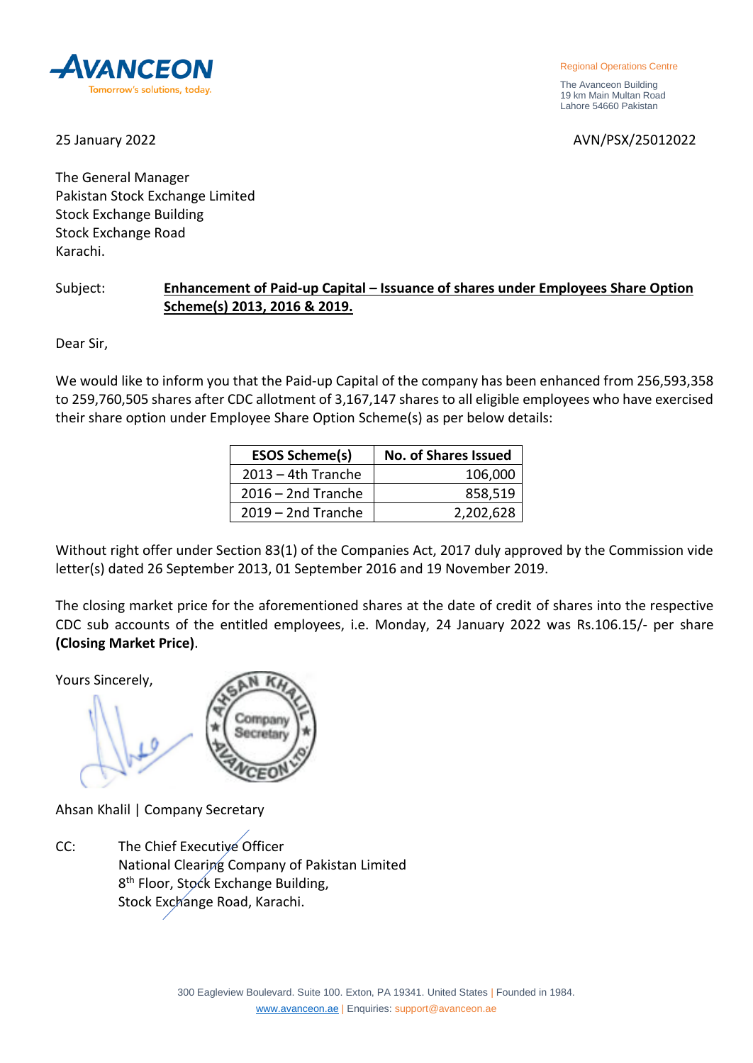AVANCEON
Tomorrow's solutions, today.

Regional Operations Centre

The Avanceon Building
19 km Main Multan Road
Lahore 54660 Pakistan

25 January 2022

AVN/PSX/25012022

The General Manager
Pakistan Stock Exchange Limited
Stock Exchange Building
Stock Exchange Road
Karachi.

Subject: **Enhancement of Paid-up Capital – Issuance of shares under Employees Share Option Scheme(s) 2013, 2016 & 2019.**

Dear Sir,

We would like to inform you that the Paid-up Capital of the company has been enhanced from 256,593,358 to 259,760,505 shares after CDC allotment of 3,167,147 shares to all eligible employees who have exercised their share option under Employee Share Option Scheme(s) as per below details:

| ESOS Scheme(s) | No. of Shares Issued |
|---|---|
| 2013 – 4th Tranche | 106,000 |
| 2016 – 2nd Tranche | 858,519 |
| 2019 – 2nd Tranche | 2,202,628 |

Without right offer under Section 83(1) of the Companies Act, 2017 duly approved by the Commission vide letter(s) dated 26 September 2013, 01 September 2016 and 19 November 2019.

The closing market price for the aforementioned shares at the date of credit of shares into the respective CDC sub accounts of the entitled employees, i.e. Monday, 24 January 2022 was Rs.106.15/- per share **(Closing Market Price)**.

Yours Sincerely,

Ahsan Khalil | Company Secretary

CC: The Chief Executive Officer
National Clearing Company of Pakistan Limited
8th Floor, Stock Exchange Building,
Stock Exchange Road, Karachi.

300 Eagleview Boulevard. Suite 100. Exton, PA 19341. United States | Founded in 1984.
www.avanceon.ae | Enquiries: support@avanceon.ae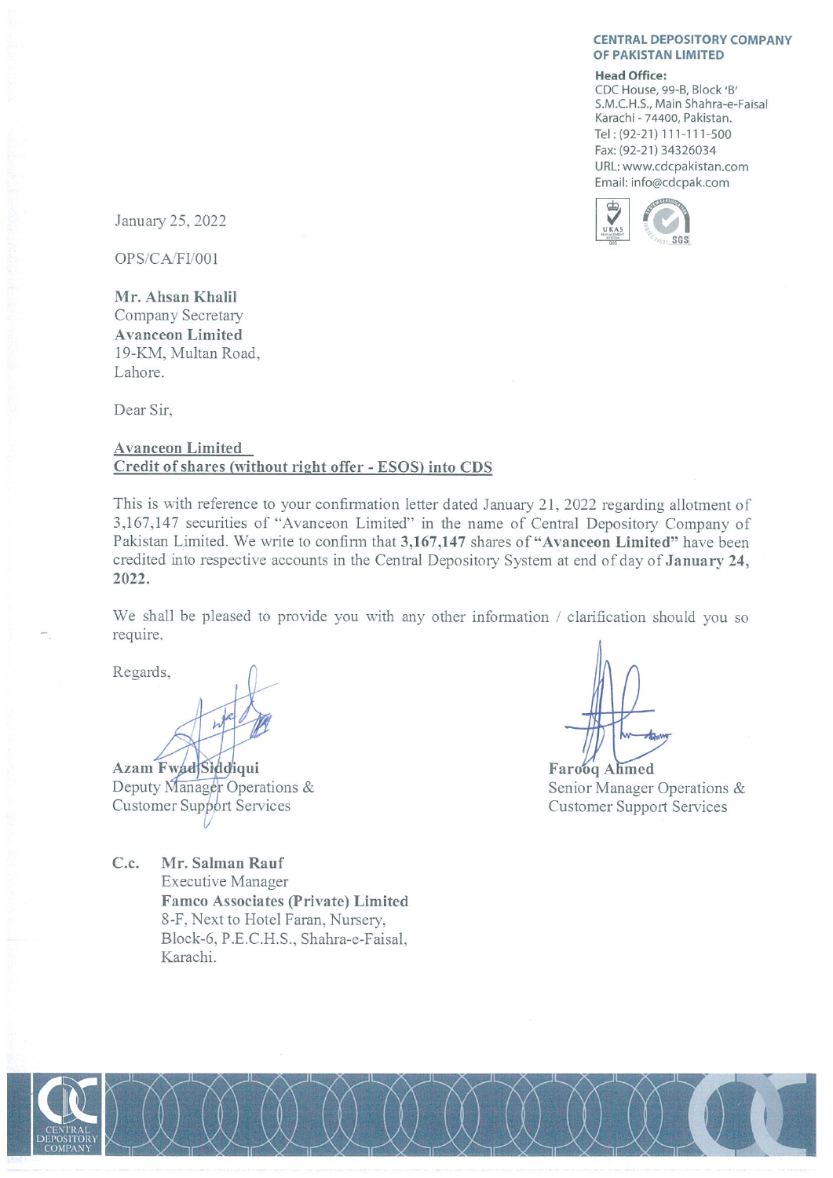**CENTRAL DEPOSITORY COMPANY OF PAKISTAN LIMITED**

**Head Office:**
CDC House, 99-B, Block 'B'
S.M.C.H.S., Main Shahra-e-Faisal
Karachi - 74400, Pakistan.
Tel : (92-21) 111-111-500
Fax: (92-21) 34326034
URL: www.cdcpakistan.com
Email: info@cdcpak.com

January 25, 2022

OPS/CA/FI/001

**Mr. Ahsan Khalil**
Company Secretary
**Avanceon Limited**
19-KM, Multan Road,
Lahore.

Dear Sir,

**Avanceon Limited**
**Credit of shares (without right offer - ESOS) into CDS**

This is with reference to your confirmation letter dated January 21, 2022 regarding allotment of 3,167,147 securities of "Avanceon Limited" in the name of Central Depository Company of Pakistan Limited. We write to confirm that **3,167,147** shares of **"Avanceon Limited"** have been credited into respective accounts in the Central Depository System at end of day of **January 24, 2022.**

We shall be pleased to provide you with any other information / clarification should you so require.

Regards,

**Azam Fwad Siddiqui**
Deputy Manager Operations &
Customer Support Services

**Farooq Ahmed**
Senior Manager Operations &
Customer Support Services

C.c. **Mr. Salman Rauf**
Executive Manager
**Famco Associates (Private) Limited**
8-F, Next to Hotel Faran, Nursery,
Block-6, P.E.C.H.S., Shahra-e-Faisal,
Karachi.